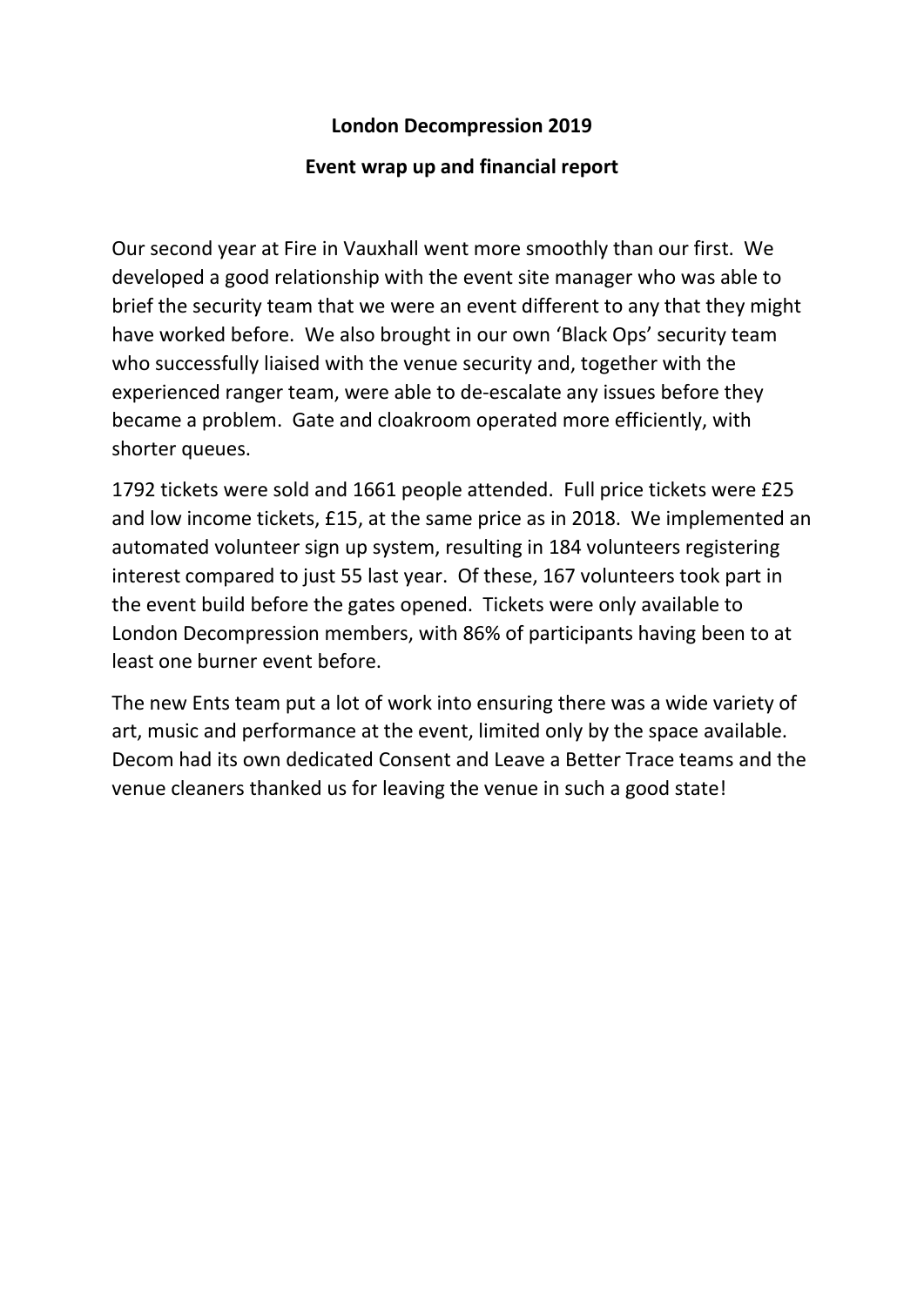# London Decompression 2019

## Event wrap up and financial report

Our second year at Fire in Vauxhall went more smoothly than our first. We developed a good relationship with the event site manager who was able to brief the security team that we were an event different to any that they might have worked before. We also brought in our own 'Black Ops' security team who successfully liaised with the venue security and, together with the experienced ranger team, were able to de-escalate any issues before they became a problem. Gate and cloakroom operated more efficiently, with shorter queues.

1792 tickets were sold and 1661 people attended. Full price tickets were £25 and low income tickets, £15, at the same price as in 2018. We implemented an automated volunteer sign up system, resulting in 184 volunteers registering interest compared to just 55 last year. Of these, 167 volunteers took part in the event build before the gates opened. Tickets were only available to London Decompression members, with 86% of participants having been to at least one burner event before.

The new Ents team put a lot of work into ensuring there was a wide variety of art, music and performance at the event, limited only by the space available. Decom had its own dedicated Consent and Leave a Better Trace teams and the venue cleaners thanked us for leaving the venue in such a good state!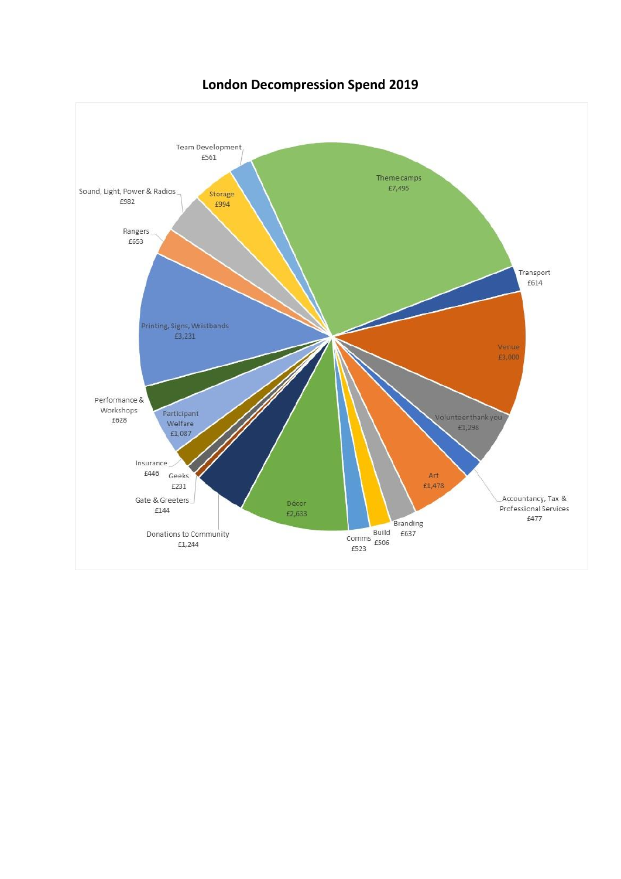## London Decompression Spend 2019

| Category | Spend |
| --- | --- |
| Theme camps | £7,495 |
| Transport | £614 |
| Venue | £3,000 |
| Volunteer thank you | £1,298 |
| Accountancy, Tax & Professional Services | £477 |
| Art | £1,478 |
| Branding | £637 |
| Build | £506 |
| Comms | £523 |
| Décor | £2,633 |
| Donations to Community | £1,244 |
| Gate & Greeters | £144 |
| Geeks | £231 |
| Insurance | £446 |
| Participant Welfare | £1,087 |
| Performance & Workshops | £628 |
| Printing, Signs, Wristbands | £3,231 |
| Rangers | £653 |
| Sound, Light, Power & Radios | £982 |
| Storage | £994 |
| Team Development | £561 |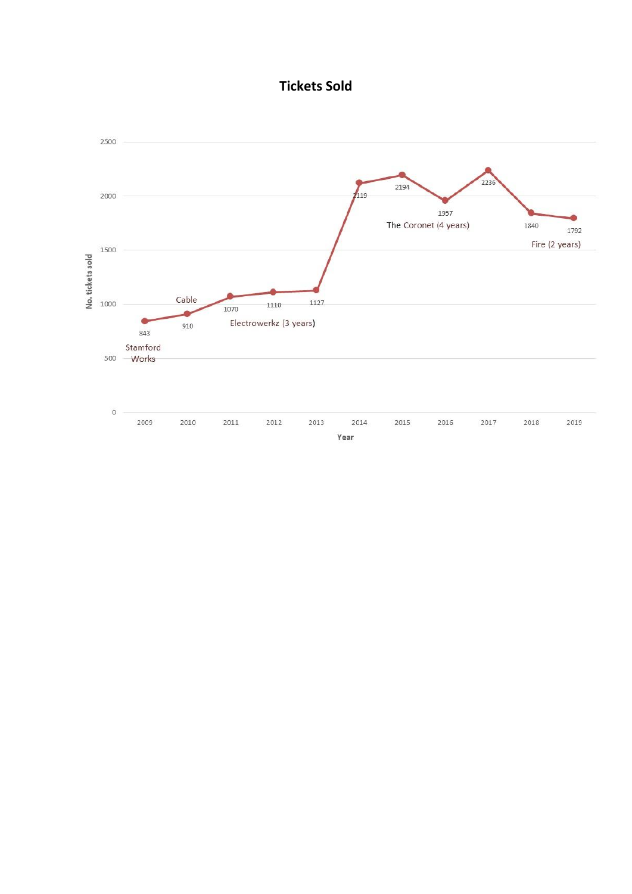**Tickets Sold**

2500

2000

1500

1000

500

0

No. tickets sold

843

Stamford Works

Cable

910

1070

1110

1127

Electrowerkz (3 years)

2119

2194

1957

The Coronet (4 years)

2236

1840

1792

Fire (2 years)

2009 2010 2011 2012 2013 2014 2015 2016 2017 2018 2019

Year